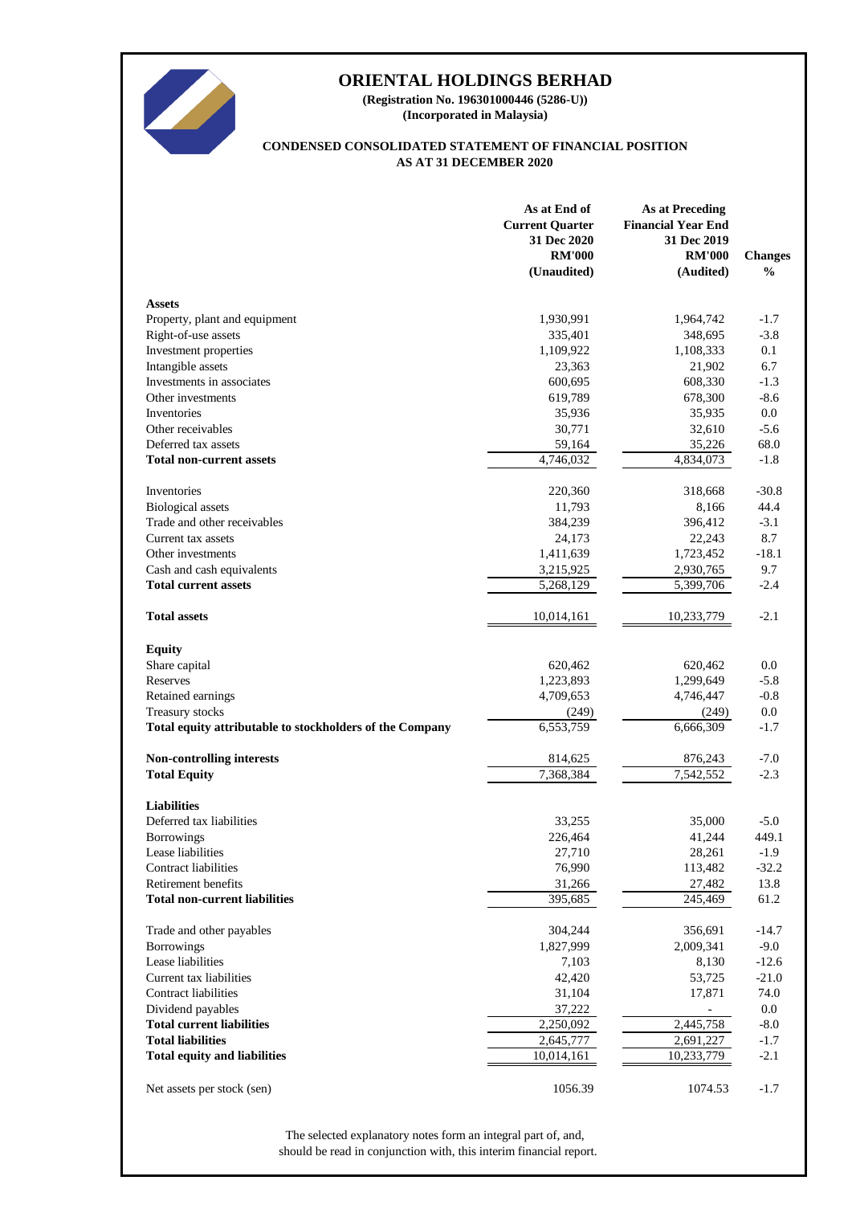# ORIENTAL HOLDINGS BERHAD

**(Registration No. 196301000446 (5286-U))**
**(Incorporated in Malaysia)**

**CONDENSED CONSOLIDATED STATEMENT OF FINANCIAL POSITION**
**AS AT 31 DECEMBER 2020**

| | As at End of Current Quarter 31 Dec 2020 RM'000 (Unaudited) | As at Preceding Financial Year End 31 Dec 2019 RM'000 (Audited) | Changes % |
|---|---|---|---|
| **Assets** | | | |
| Property, plant and equipment | 1,930,991 | 1,964,742 | -1.7 |
| Right-of-use assets | 335,401 | 348,695 | -3.8 |
| Investment properties | 1,109,922 | 1,108,333 | 0.1 |
| Intangible assets | 23,363 | 21,902 | 6.7 |
| Investments in associates | 600,695 | 608,330 | -1.3 |
| Other investments | 619,789 | 678,300 | -8.6 |
| Inventories | 35,936 | 35,935 | 0.0 |
| Other receivables | 30,771 | 32,610 | -5.6 |
| Deferred tax assets | 59,164 | 35,226 | 68.0 |
| **Total non-current assets** | 4,746,032 | 4,834,073 | -1.8 |
| | | | |
| Inventories | 220,360 | 318,668 | -30.8 |
| Biological assets | 11,793 | 8,166 | 44.4 |
| Trade and other receivables | 384,239 | 396,412 | -3.1 |
| Current tax assets | 24,173 | 22,243 | 8.7 |
| Other investments | 1,411,639 | 1,723,452 | -18.1 |
| Cash and cash equivalents | 3,215,925 | 2,930,765 | 9.7 |
| **Total current assets** | 5,268,129 | 5,399,706 | -2.4 |
| | | | |
| **Total assets** | 10,014,161 | 10,233,779 | -2.1 |
| | | | |
| **Equity** | | | |
| Share capital | 620,462 | 620,462 | 0.0 |
| Reserves | 1,223,893 | 1,299,649 | -5.8 |
| Retained earnings | 4,709,653 | 4,746,447 | -0.8 |
| Treasury stocks | (249) | (249) | 0.0 |
| **Total equity attributable to stockholders of the Company** | 6,553,759 | 6,666,309 | -1.7 |
| | | | |
| **Non-controlling interests** | 814,625 | 876,243 | -7.0 |
| **Total Equity** | 7,368,384 | 7,542,552 | -2.3 |
| | | | |
| **Liabilities** | | | |
| Deferred tax liabilities | 33,255 | 35,000 | -5.0 |
| Borrowings | 226,464 | 41,244 | 449.1 |
| Lease liabilities | 27,710 | 28,261 | -1.9 |
| Contract liabilities | 76,990 | 113,482 | -32.2 |
| Retirement benefits | 31,266 | 27,482 | 13.8 |
| **Total non-current liabilities** | 395,685 | 245,469 | 61.2 |
| | | | |
| Trade and other payables | 304,244 | 356,691 | -14.7 |
| Borrowings | 1,827,999 | 2,009,341 | -9.0 |
| Lease liabilities | 7,103 | 8,130 | -12.6 |
| Current tax liabilities | 42,420 | 53,725 | -21.0 |
| Contract liabilities | 31,104 | 17,871 | 74.0 |
| Dividend payables | 37,222 | - | 0.0 |
| **Total current liabilities** | 2,250,092 | 2,445,758 | -8.0 |
| **Total liabilities** | 2,645,777 | 2,691,227 | -1.7 |
| **Total equity and liabilities** | 10,014,161 | 10,233,779 | -2.1 |
| | | | |
| Net assets per stock (sen) | 1056.39 | 1074.53 | -1.7 |

The selected explanatory notes form an integral part of, and, should be read in conjunction with, this interim financial report.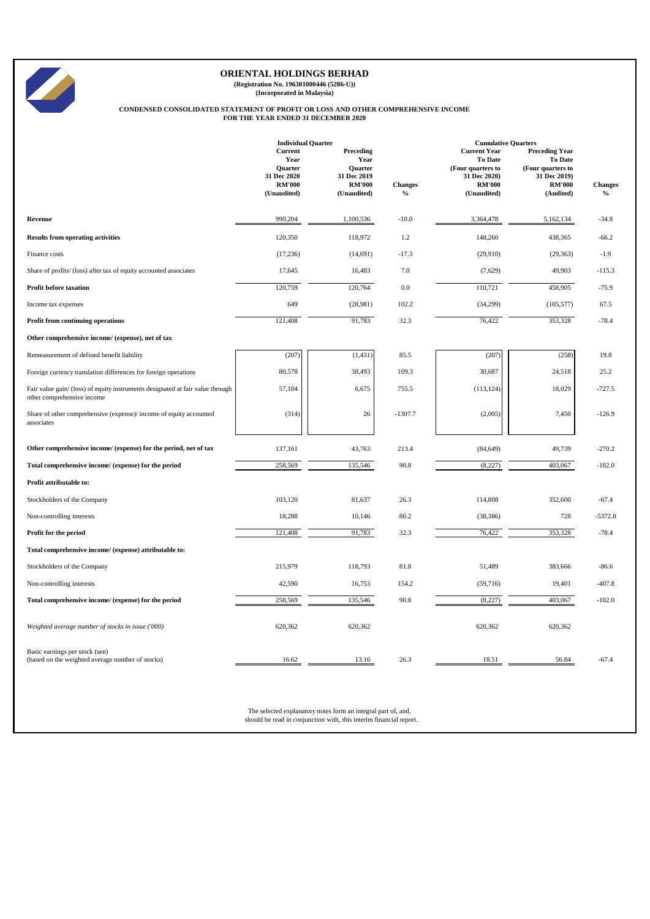# ORIENTAL HOLDINGS BERHAD

**(Registration No. 196301000446 (5286-U))**
**(Incorporated in Malaysia)**

**CONDENSED CONSOLIDATED STATEMENT OF PROFIT OR LOSS AND OTHER COMPREHENSIVE INCOME**
**FOR THE YEAR ENDED 31 DECEMBER 2020**

| | Individual Quarter | | | Cumulative Quarters | | |
|---|---|---|---|---|---|---|
| | Current Year Quarter 31 Dec 2020 RM'000 (Unaudited) | Preceding Year Quarter 31 Dec 2019 RM'000 (Unaudited) | Changes % | Current Year To Date (Four quarters to 31 Dec 2020) RM'000 (Unaudited) | Preceding Year To Date (Four quarters to 31 Dec 2019) RM'000 (Audited) | Changes % |
| **Revenue** | 990,204 | 1,100,536 | -10.0 | 3,364,478 | 5,162,134 | -34.8 |
| **Results from operating activities** | 120,350 | 118,972 | 1.2 | 148,260 | 438,365 | -66.2 |
| Finance costs | (17,236) | (14,691) | -17.3 | (29,910) | (29,363) | -1.9 |
| Share of profits/ (loss) after tax of equity accounted associates | 17,645 | 16,483 | 7.0 | (7,629) | 49,903 | -115.3 |
| **Profit before taxation** | 120,759 | 120,764 | 0.0 | 110,721 | 458,905 | -75.9 |
| Income tax expenses | 649 | (28,981) | 102.2 | (34,299) | (105,577) | 67.5 |
| **Profit from continuing operations** | 121,408 | 91,783 | 32.3 | 76,422 | 353,328 | -78.4 |
| **Other comprehensive income/ (expense), net of tax** | | | | | | |
| Remeasurement of defined benefit liability | (207) | (1,431) | 85.5 | (207) | (258) | 19.8 |
| Foreign currency translation differences for foreign operations | 80,578 | 38,493 | 109.3 | 30,687 | 24,518 | 25.2 |
| Fair value gain/ (loss) of equity instruments designated at fair value through other comprehensive income | 57,104 | 6,675 | 755.5 | (113,124) | 18,029 | -727.5 |
| Share of other comprehensive (expense)/ income of equity accounted associates | (314) | 26 | -1307.7 | (2,005) | 7,450 | -126.9 |
| **Other comprehensive income/ (expense) for the period, net of tax** | 137,161 | 43,763 | 213.4 | (84,649) | 49,739 | -270.2 |
| **Total comprehensive income/ (expense) for the period** | 258,569 | 135,546 | 90.8 | (8,227) | 403,067 | -102.0 |
| **Profit attributable to:** | | | | | | |
| Stockholders of the Company | 103,120 | 81,637 | 26.3 | 114,808 | 352,600 | -67.4 |
| Non-controlling interests | 18,288 | 10,146 | 80.2 | (38,386) | 728 | -5372.8 |
| **Profit for the period** | 121,408 | 91,783 | 32.3 | 76,422 | 353,328 | -78.4 |
| **Total comprehensive income/ (expense) attributable to:** | | | | | | |
| Stockholders of the Company | 215,979 | 118,793 | 81.8 | 51,489 | 383,666 | -86.6 |
| Non-controlling interests | 42,590 | 16,753 | 154.2 | (59,716) | 19,401 | -407.8 |
| **Total comprehensive income/ (expense) for the period** | 258,569 | 135,546 | 90.8 | (8,227) | 403,067 | -102.0 |
| *Weighted average number of stocks in issue ('000)* | 620,362 | 620,362 | | 620,362 | 620,362 | |
| Basic earnings per stock (sen) (based on the weighted average number of stocks) | 16.62 | 13.16 | 26.3 | 18.51 | 56.84 | -67.4 |

The selected explanatory notes form an integral part of, and, should be read in conjunction with, this interim financial report.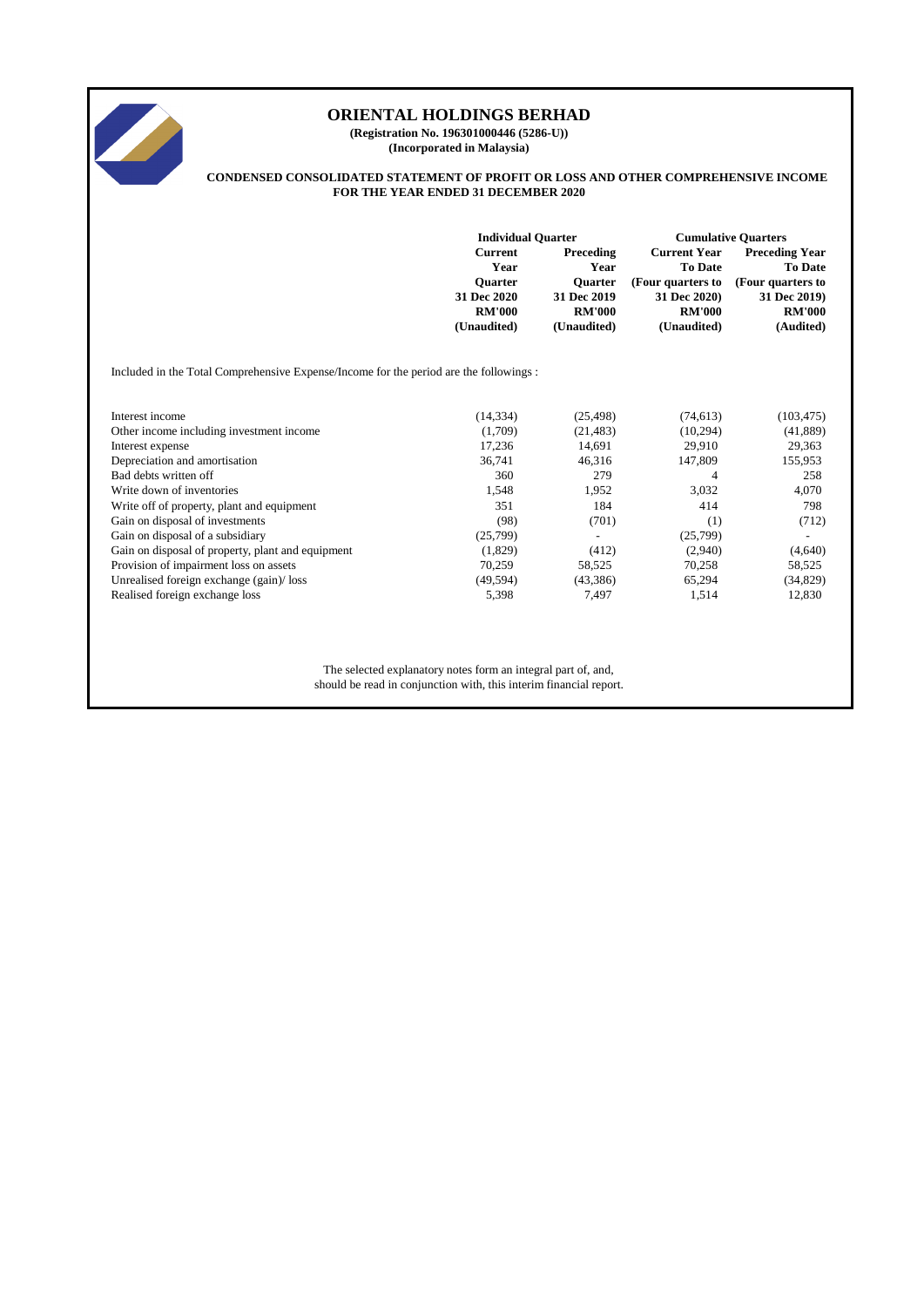# ORIENTAL HOLDINGS BERHAD

**(Registration No. 196301000446 (5286-U))**
**(Incorporated in Malaysia)**

**CONDENSED CONSOLIDATED STATEMENT OF PROFIT OR LOSS AND OTHER COMPREHENSIVE INCOME FOR THE YEAR ENDED 31 DECEMBER 2020**

| | Individual Quarter | | Cumulative Quarters | |
|---|---|---|---|---|
| | Current Year Quarter 31 Dec 2020 RM'000 (Unaudited) | Preceding Year Quarter 31 Dec 2019 RM'000 (Unaudited) | Current Year To Date (Four quarters to 31 Dec 2020) RM'000 (Unaudited) | Preceding Year To Date (Four quarters to 31 Dec 2019) RM'000 (Audited) |
| Included in the Total Comprehensive Expense/Income for the period are the followings : | | | | |
| Interest income | (14,334) | (25,498) | (74,613) | (103,475) |
| Other income including investment income | (1,709) | (21,483) | (10,294) | (41,889) |
| Interest expense | 17,236 | 14,691 | 29,910 | 29,363 |
| Depreciation and amortisation | 36,741 | 46,316 | 147,809 | 155,953 |
| Bad debts written off | 360 | 279 | 4 | 258 |
| Write down of inventories | 1,548 | 1,952 | 3,032 | 4,070 |
| Write off of property, plant and equipment | 351 | 184 | 414 | 798 |
| Gain on disposal of investments | (98) | (701) | (1) | (712) |
| Gain on disposal of a subsidiary | (25,799) | - | (25,799) | - |
| Gain on disposal of property, plant and equipment | (1,829) | (412) | (2,940) | (4,640) |
| Provision of impairment loss on assets | 70,259 | 58,525 | 70,258 | 58,525 |
| Unrealised foreign exchange (gain)/ loss | (49,594) | (43,386) | 65,294 | (34,829) |
| Realised foreign exchange loss | 5,398 | 7,497 | 1,514 | 12,830 |

The selected explanatory notes form an integral part of, and, should be read in conjunction with, this interim financial report.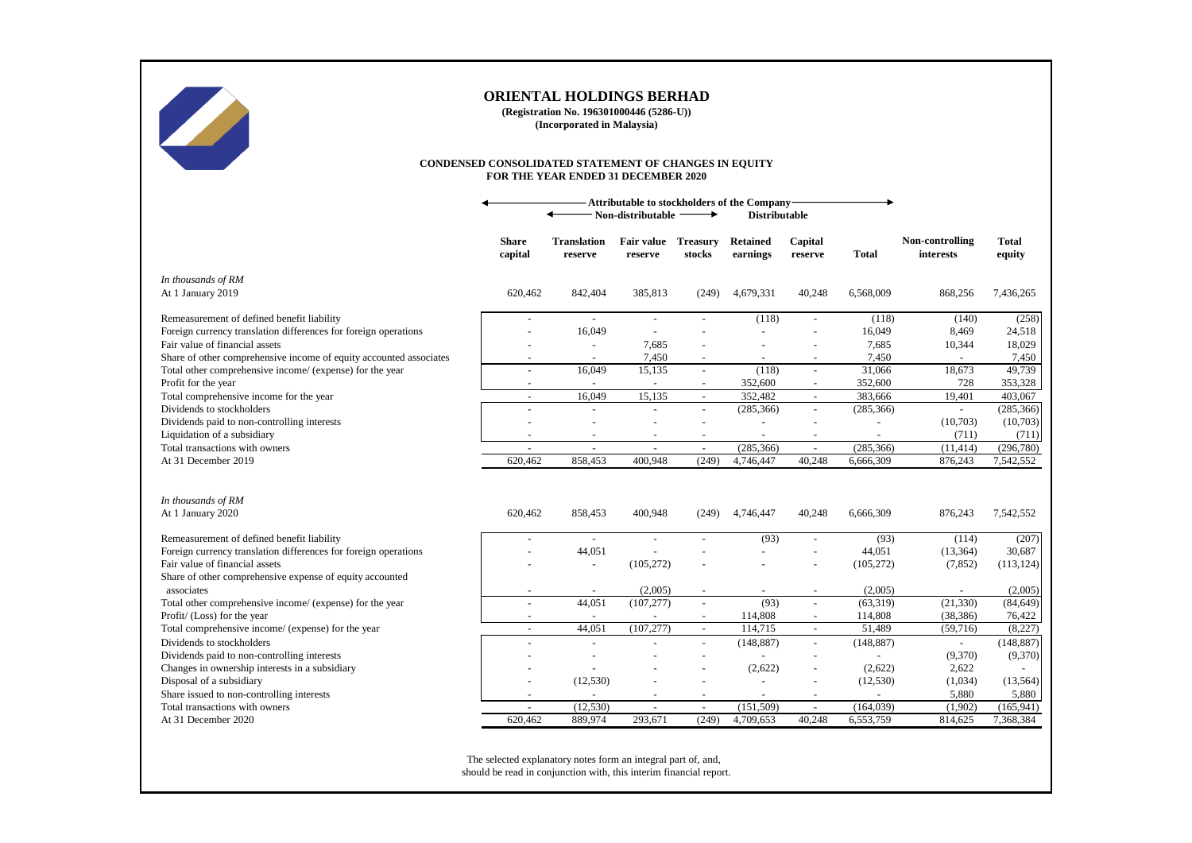# ORIENTAL HOLDINGS BERHAD

**(Registration No. 196301000446 (5286-U))**
**(Incorporated in Malaysia)**

## CONDENSED CONSOLIDATED STATEMENT OF CHANGES IN EQUITY
## FOR THE YEAR ENDED 31 DECEMBER 2020

| | Attributable to stockholders of the Company | | | | | | | | |
|---|---|---|---|---|---|---|---|---|---|
| | | Non-distributable | | | Distributable | | | | |
| | **Share capital** | **Translation reserve** | **Fair value reserve** | **Treasury stocks** | **Retained earnings** | **Capital reserve** | **Total** | **Non-controlling interests** | **Total equity** |
| *In thousands of RM* | | | | | | | | | |
| At 1 January 2019 | 620,462 | 842,404 | 385,813 | (249) | 4,679,331 | 40,248 | 6,568,009 | 868,256 | 7,436,265 |
| Remeasurement of defined benefit liability | - | - | - | - | (118) | - | (118) | (140) | (258) |
| Foreign currency translation differences for foreign operations | - | 16,049 | - | - | - | - | 16,049 | 8,469 | 24,518 |
| Fair value of financial assets | - | - | 7,685 | - | - | - | 7,685 | 10,344 | 18,029 |
| Share of other comprehensive income of equity accounted associates | - | - | 7,450 | - | - | - | 7,450 | - | 7,450 |
| Total other comprehensive income/ (expense) for the year | - | 16,049 | 15,135 | - | (118) | - | 31,066 | 18,673 | 49,739 |
| Profit for the year | - | - | - | - | 352,600 | - | 352,600 | 728 | 353,328 |
| Total comprehensive income for the year | - | 16,049 | 15,135 | - | 352,482 | - | 383,666 | 19,401 | 403,067 |
| Dividends to stockholders | - | - | - | - | (285,366) | - | (285,366) | - | (285,366) |
| Dividends paid to non-controlling interests | - | - | - | - | - | - | - | (10,703) | (10,703) |
| Liquidation of a subsidiary | - | - | - | - | - | - | - | (711) | (711) |
| Total transactions with owners | - | - | - | - | (285,366) | - | (285,366) | (11,414) | (296,780) |
| At 31 December 2019 | 620,462 | 858,453 | 400,948 | (249) | 4,746,447 | 40,248 | 6,666,309 | 876,243 | 7,542,552 |
| | | | | | | | | | |
| *In thousands of RM* | | | | | | | | | |
| At 1 January 2020 | 620,462 | 858,453 | 400,948 | (249) | 4,746,447 | 40,248 | 6,666,309 | 876,243 | 7,542,552 |
| Remeasurement of defined benefit liability | - | - | - | - | (93) | - | (93) | (114) | (207) |
| Foreign currency translation differences for foreign operations | - | 44,051 | - | - | - | - | 44,051 | (13,364) | 30,687 |
| Fair value of financial assets | - | - | (105,272) | - | - | - | (105,272) | (7,852) | (113,124) |
| Share of other comprehensive expense of equity accounted associates | - | - | (2,005) | - | - | - | (2,005) | - | (2,005) |
| Total other comprehensive income/ (expense) for the year | - | 44,051 | (107,277) | - | (93) | - | (63,319) | (21,330) | (84,649) |
| Profit/ (Loss) for the year | - | - | - | - | 114,808 | - | 114,808 | (38,386) | 76,422 |
| Total comprehensive income/ (expense) for the year | - | 44,051 | (107,277) | - | 114,715 | - | 51,489 | (59,716) | (8,227) |
| Dividends to stockholders | - | - | - | - | (148,887) | - | (148,887) | - | (148,887) |
| Dividends paid to non-controlling interests | - | - | - | - | - | - | - | (9,370) | (9,370) |
| Changes in ownership interests in a subsidiary | - | - | - | - | (2,622) | - | (2,622) | 2,622 | - |
| Disposal of a subsidiary | - | (12,530) | - | - | - | - | (12,530) | (1,034) | (13,564) |
| Share issued to non-controlling interests | - | - | - | - | - | - | - | 5,880 | 5,880 |
| Total transactions with owners | - | (12,530) | - | - | (151,509) | - | (164,039) | (1,902) | (165,941) |
| At 31 December 2020 | 620,462 | 889,974 | 293,671 | (249) | 4,709,653 | 40,248 | 6,553,759 | 814,625 | 7,368,384 |

The selected explanatory notes form an integral part of, and, should be read in conjunction with, this interim financial report.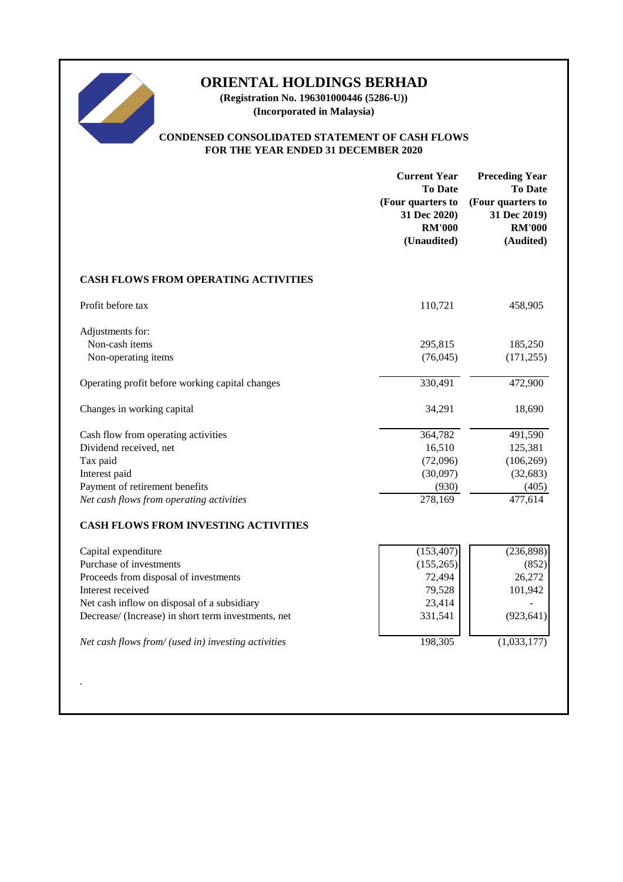# ORIENTAL HOLDINGS BERHAD

**(Registration No. 196301000446 (5286-U))**

**(Incorporated in Malaysia)**

## CONDENSED CONSOLIDATED STATEMENT OF CASH FLOWS FOR THE YEAR ENDED 31 DECEMBER 2020

| | Current Year To Date (Four quarters to 31 Dec 2020) RM'000 (Unaudited) | Preceding Year To Date (Four quarters to 31 Dec 2019) RM'000 (Audited) |
|---|---|---|
| **CASH FLOWS FROM OPERATING ACTIVITIES** | | |
| Profit before tax | 110,721 | 458,905 |
| Adjustments for: | | |
| Non-cash items | 295,815 | 185,250 |
| Non-operating items | (76,045) | (171,255) |
| Operating profit before working capital changes | 330,491 | 472,900 |
| Changes in working capital | 34,291 | 18,690 |
| Cash flow from operating activities | 364,782 | 491,590 |
| Dividend received, net | 16,510 | 125,381 |
| Tax paid | (72,096) | (106,269) |
| Interest paid | (30,097) | (32,683) |
| Payment of retirement benefits | (930) | (405) |
| *Net cash flows from operating activities* | 278,169 | 477,614 |
| **CASH FLOWS FROM INVESTING ACTIVITIES** | | |
| Capital expenditure | (153,407) | (236,898) |
| Purchase of investments | (155,265) | (852) |
| Proceeds from disposal of investments | 72,494 | 26,272 |
| Interest received | 79,528 | 101,942 |
| Net cash inflow on disposal of a subsidiary | 23,414 | - |
| Decrease/ (Increase) in short term investments, net | 331,541 | (923,641) |
| *Net cash flows from/ (used in) investing activities* | 198,305 | (1,033,177) |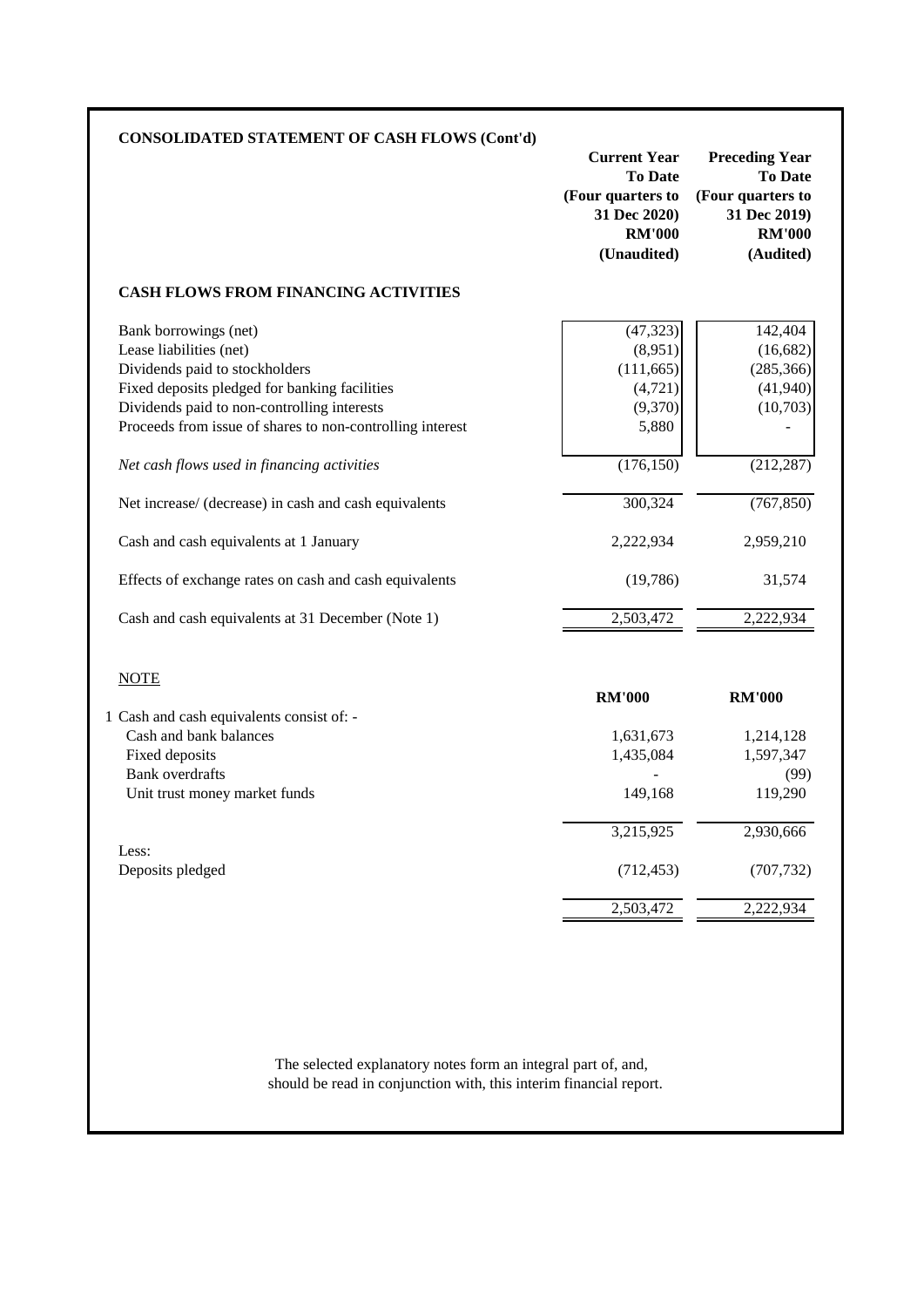## CONSOLIDATED STATEMENT OF CASH FLOWS (Cont'd)

| | Current Year To Date (Four quarters to 31 Dec 2020) RM'000 (Unaudited) | Preceding Year To Date (Four quarters to 31 Dec 2019) RM'000 (Audited) |
|---|---|---|
| **CASH FLOWS FROM FINANCING ACTIVITIES** | | |
| Bank borrowings (net) | (47,323) | 142,404 |
| Lease liabilities (net) | (8,951) | (16,682) |
| Dividends paid to stockholders | (111,665) | (285,366) |
| Fixed deposits pledged for banking facilities | (4,721) | (41,940) |
| Dividends paid to non-controlling interests | (9,370) | (10,703) |
| Proceeds from issue of shares to non-controlling interest | 5,880 | - |
| *Net cash flows used in financing activities* | (176,150) | (212,287) |
| Net increase/ (decrease) in cash and cash equivalents | 300,324 | (767,850) |
| Cash and cash equivalents at 1 January | 2,222,934 | 2,959,210 |
| Effects of exchange rates on cash and cash equivalents | (19,786) | 31,574 |
| Cash and cash equivalents at 31 December (Note 1) | 2,503,472 | 2,222,934 |

NOTE

| | RM'000 | RM'000 |
|---|---|---|
| 1 Cash and cash equivalents consist of: - | | |
| Cash and bank balances | 1,631,673 | 1,214,128 |
| Fixed deposits | 1,435,084 | 1,597,347 |
| Bank overdrafts | - | (99) |
| Unit trust money market funds | 149,168 | 119,290 |
| | 3,215,925 | 2,930,666 |
| Less: | | |
| Deposits pledged | (712,453) | (707,732) |
| | 2,503,472 | 2,222,934 |

The selected explanatory notes form an integral part of, and, should be read in conjunction with, this interim financial report.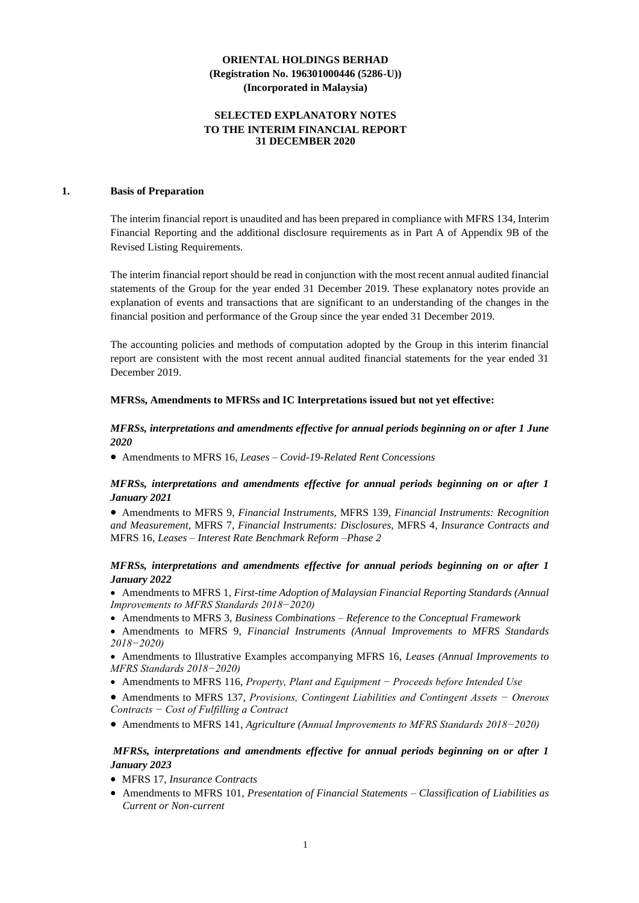**ORIENTAL HOLDINGS BERHAD**
**(Registration No. 196301000446 (5286-U))**
**(Incorporated in Malaysia)**

**SELECTED EXPLANATORY NOTES**
**TO THE INTERIM FINANCIAL REPORT**
**31 DECEMBER 2020**

## 1. Basis of Preparation

The interim financial report is unaudited and has been prepared in compliance with MFRS 134, Interim Financial Reporting and the additional disclosure requirements as in Part A of Appendix 9B of the Revised Listing Requirements.

The interim financial report should be read in conjunction with the most recent annual audited financial statements of the Group for the year ended 31 December 2019. These explanatory notes provide an explanation of events and transactions that are significant to an understanding of the changes in the financial position and performance of the Group since the year ended 31 December 2019.

The accounting policies and methods of computation adopted by the Group in this interim financial report are consistent with the most recent annual audited financial statements for the year ended 31 December 2019.

**MFRSs, Amendments to MFRSs and IC Interpretations issued but not yet effective:**

***MFRSs, interpretations and amendments effective for annual periods beginning on or after 1 June 2020***

- Amendments to MFRS 16, *Leases – Covid-19-Related Rent Concessions*

***MFRSs, interpretations and amendments effective for annual periods beginning on or after 1 January 2021***

- Amendments to MFRS 9, *Financial Instruments,* MFRS 139, *Financial Instruments: Recognition and Measurement,* MFRS 7, *Financial Instruments: Disclosures,* MFRS 4, *Insurance Contracts and* MFRS 16, *Leases – Interest Rate Benchmark Reform –Phase 2*

***MFRSs, interpretations and amendments effective for annual periods beginning on or after 1 January 2022***

- Amendments to MFRS 1, *First-time Adoption of Malaysian Financial Reporting Standards (Annual Improvements to MFRS Standards 2018−2020)*
- Amendments to MFRS 3, *Business Combinations – Reference to the Conceptual Framework*
- Amendments to MFRS 9, *Financial Instruments (Annual Improvements to MFRS Standards 2018−2020)*
- Amendments to Illustrative Examples accompanying MFRS 16, *Leases (Annual Improvements to MFRS Standards 2018−2020)*
- Amendments to MFRS 116, *Property, Plant and Equipment − Proceeds before Intended Use*
- Amendments to MFRS 137, *Provisions, Contingent Liabilities and Contingent Assets − Onerous Contracts − Cost of Fulfilling a Contract*
- Amendments to MFRS 141, *Agriculture (Annual Improvements to MFRS Standards 2018−2020)*

***MFRSs, interpretations and amendments effective for annual periods beginning on or after 1 January 2023***

- MFRS 17, *Insurance Contracts*
- Amendments to MFRS 101, *Presentation of Financial Statements – Classification of Liabilities as Current or Non-current*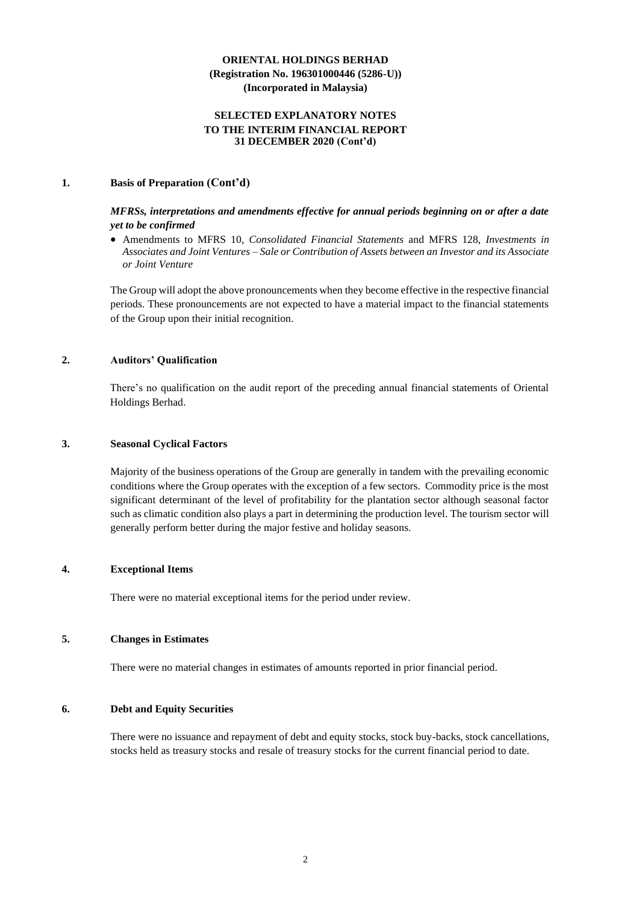**ORIENTAL HOLDINGS BERHAD**
**(Registration No. 196301000446 (5286-U))**
**(Incorporated in Malaysia)**

**SELECTED EXPLANATORY NOTES**
**TO THE INTERIM FINANCIAL REPORT**
**31 DECEMBER 2020 (Cont'd)**

## 1. Basis of Preparation (Cont'd)

***MFRSs, interpretations and amendments effective for annual periods beginning on or after a date yet to be confirmed***

- Amendments to MFRS 10, *Consolidated Financial Statements* and MFRS 128, *Investments in Associates and Joint Ventures – Sale or Contribution of Assets between an Investor and its Associate or Joint Venture*

The Group will adopt the above pronouncements when they become effective in the respective financial periods. These pronouncements are not expected to have a material impact to the financial statements of the Group upon their initial recognition.

## 2. Auditors' Qualification

There's no qualification on the audit report of the preceding annual financial statements of Oriental Holdings Berhad.

## 3. Seasonal Cyclical Factors

Majority of the business operations of the Group are generally in tandem with the prevailing economic conditions where the Group operates with the exception of a few sectors. Commodity price is the most significant determinant of the level of profitability for the plantation sector although seasonal factor such as climatic condition also plays a part in determining the production level. The tourism sector will generally perform better during the major festive and holiday seasons.

## 4. Exceptional Items

There were no material exceptional items for the period under review.

## 5. Changes in Estimates

There were no material changes in estimates of amounts reported in prior financial period.

## 6. Debt and Equity Securities

There were no issuance and repayment of debt and equity stocks, stock buy-backs, stock cancellations, stocks held as treasury stocks and resale of treasury stocks for the current financial period to date.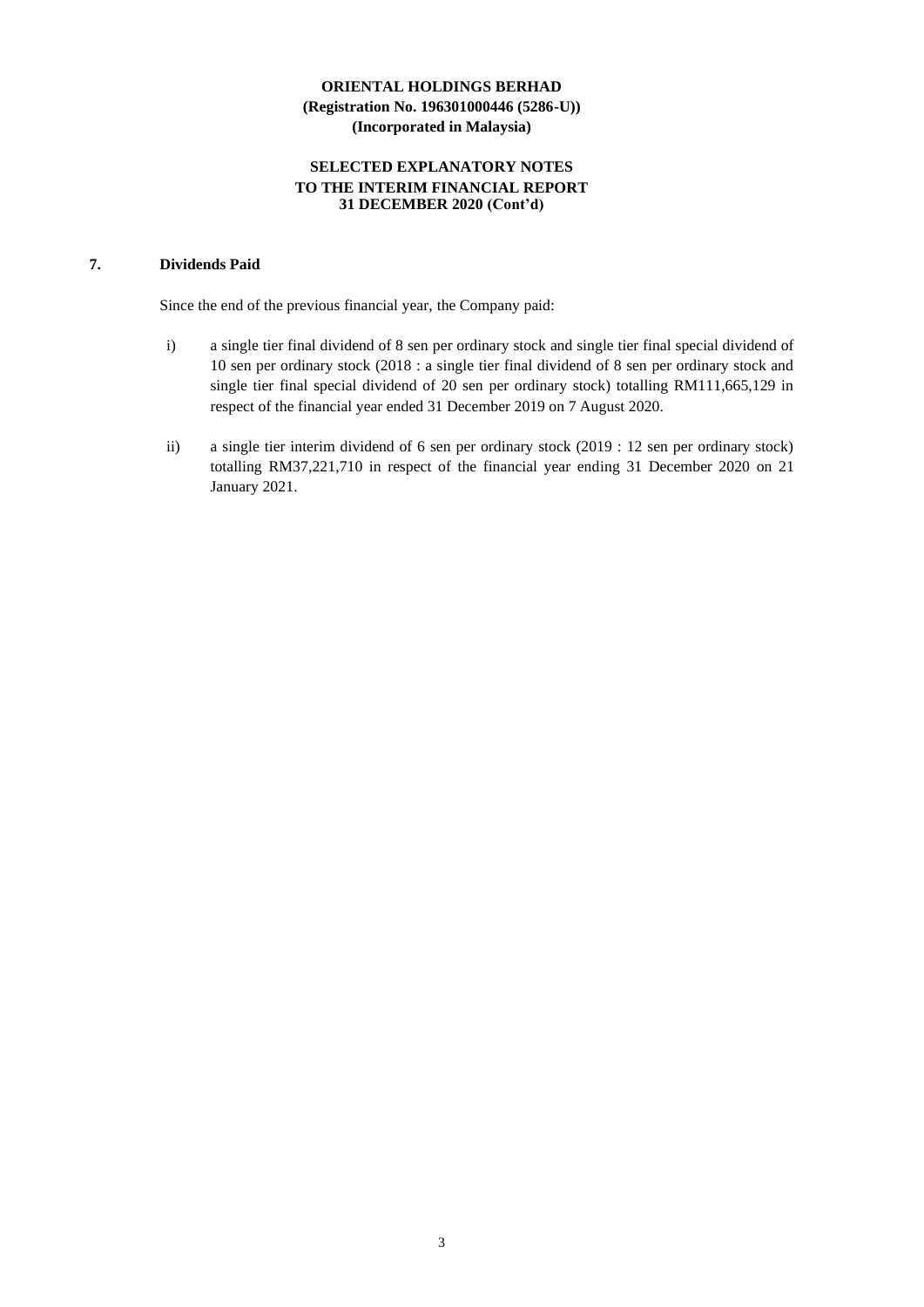**ORIENTAL HOLDINGS BERHAD**
**(Registration No. 196301000446 (5286-U))**
**(Incorporated in Malaysia)**

**SELECTED EXPLANATORY NOTES**
**TO THE INTERIM FINANCIAL REPORT**
**31 DECEMBER 2020 (Cont'd)**

## 7. Dividends Paid

Since the end of the previous financial year, the Company paid:

i) a single tier final dividend of 8 sen per ordinary stock and single tier final special dividend of 10 sen per ordinary stock (2018 : a single tier final dividend of 8 sen per ordinary stock and single tier final special dividend of 20 sen per ordinary stock) totalling RM111,665,129 in respect of the financial year ended 31 December 2019 on 7 August 2020.

ii) a single tier interim dividend of 6 sen per ordinary stock (2019 : 12 sen per ordinary stock) totalling RM37,221,710 in respect of the financial year ending 31 December 2020 on 21 January 2021.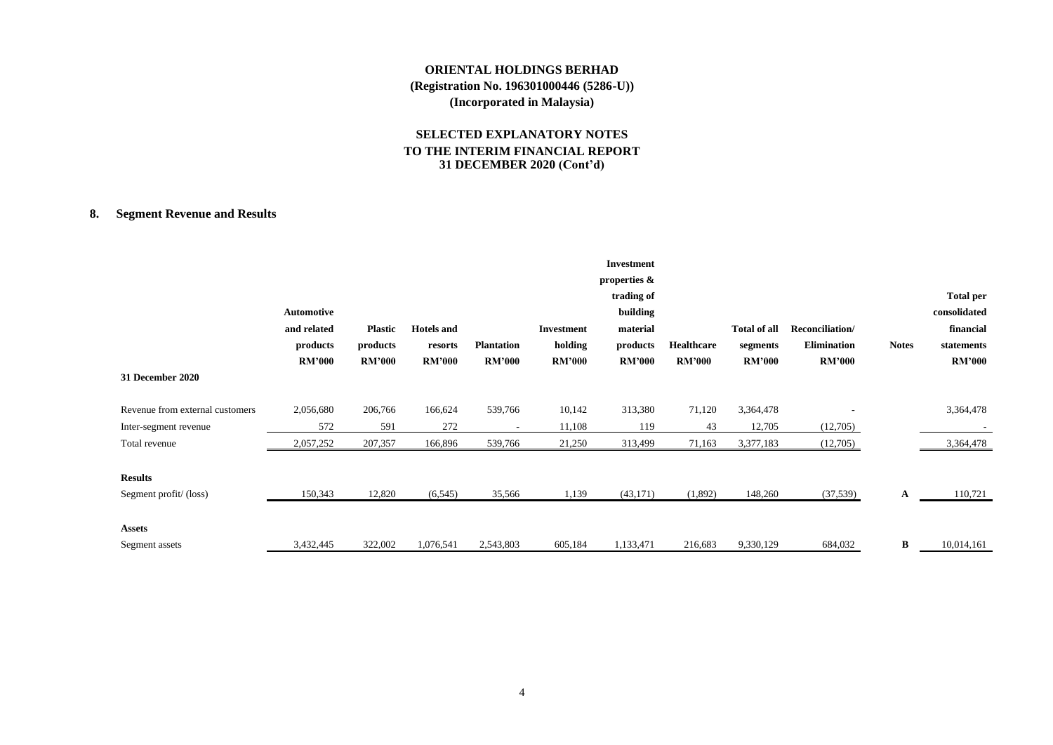# ORIENTAL HOLDINGS BERHAD
**(Registration No. 196301000446 (5286-U))**
**(Incorporated in Malaysia)**

## SELECTED EXPLANATORY NOTES
## TO THE INTERIM FINANCIAL REPORT
## 31 DECEMBER 2020 (Cont'd)

### 8. Segment Revenue and Results

| | Automotive and related products RM'000 | Plastic products RM'000 | Hotels and resorts RM'000 | Plantation RM'000 | Investment holding RM'000 | Investment properties & trading of building material products RM'000 | Healthcare RM'000 | Total of all segments RM'000 | Reconciliation/ Elimination RM'000 | Notes | Total per consolidated financial statements RM'000 |
|---|---|---|---|---|---|---|---|---|---|---|---|
| **31 December 2020** | | | | | | | | | | | |
| Revenue from external customers | 2,056,680 | 206,766 | 166,624 | 539,766 | 10,142 | 313,380 | 71,120 | 3,364,478 | - | | 3,364,478 |
| Inter-segment revenue | 572 | 591 | 272 | - | 11,108 | 119 | 43 | 12,705 | (12,705) | | - |
| Total revenue | 2,057,252 | 207,357 | 166,896 | 539,766 | 21,250 | 313,499 | 71,163 | 3,377,183 | (12,705) | | 3,364,478 |
| **Results** | | | | | | | | | | | |
| Segment profit/ (loss) | 150,343 | 12,820 | (6,545) | 35,566 | 1,139 | (43,171) | (1,892) | 148,260 | (37,539) | A | 110,721 |
| **Assets** | | | | | | | | | | | |
| Segment assets | 3,432,445 | 322,002 | 1,076,541 | 2,543,803 | 605,184 | 1,133,471 | 216,683 | 9,330,129 | 684,032 | B | 10,014,161 |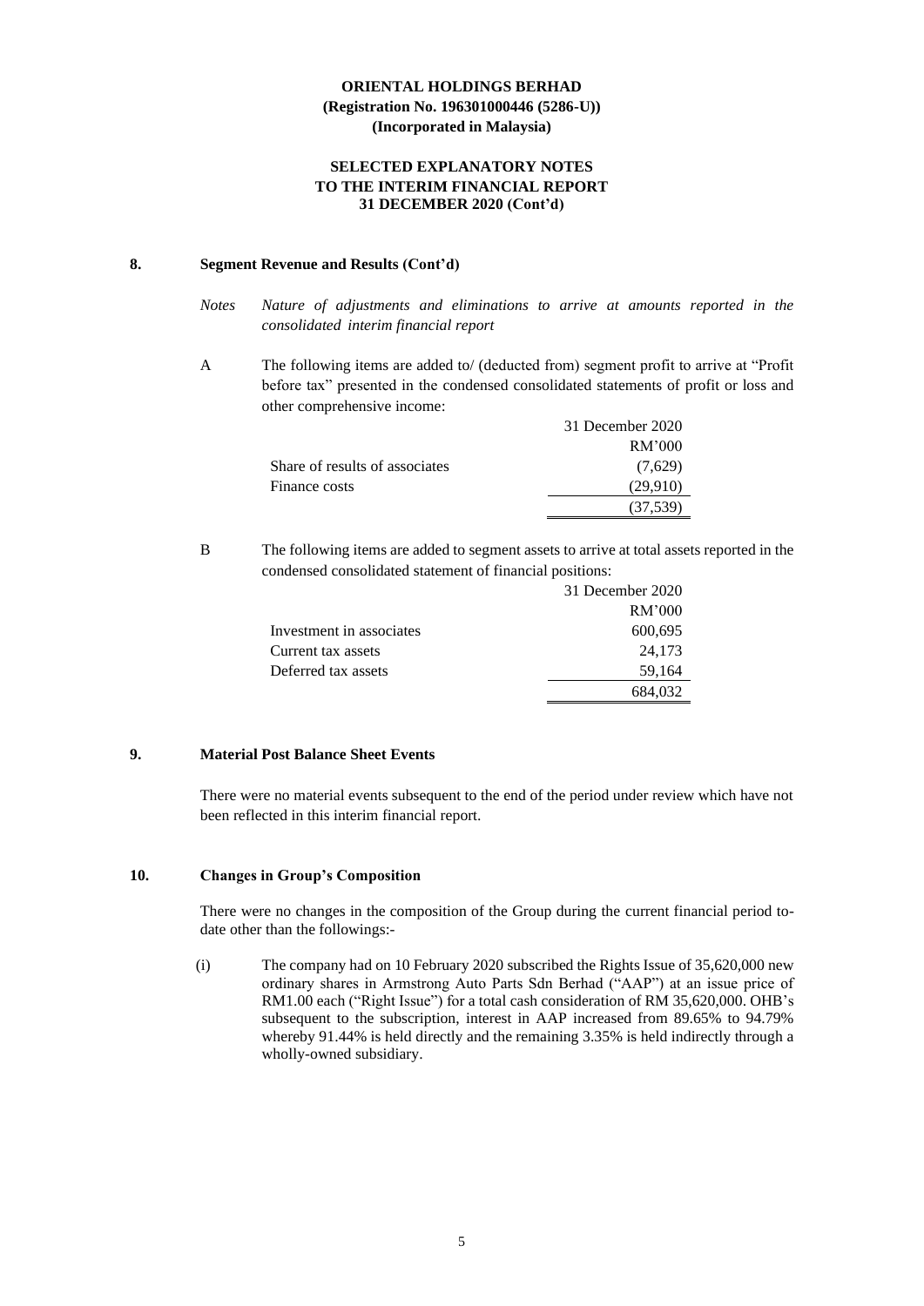**ORIENTAL HOLDINGS BERHAD**
**(Registration No. 196301000446 (5286-U))**
**(Incorporated in Malaysia)**

**SELECTED EXPLANATORY NOTES**
**TO THE INTERIM FINANCIAL REPORT**
**31 DECEMBER 2020 (Cont'd)**

## 8. Segment Revenue and Results (Cont'd)

*Notes* *Nature of adjustments and eliminations to arrive at amounts reported in the consolidated interim financial report*

A The following items are added to/ (deducted from) segment profit to arrive at "Profit before tax" presented in the condensed consolidated statements of profit or loss and other comprehensive income:

| | 31 December 2020 |
|---|---|
| | RM'000 |
| Share of results of associates | (7,629) |
| Finance costs | (29,910) |
| | (37,539) |

B The following items are added to segment assets to arrive at total assets reported in the condensed consolidated statement of financial positions:

| | 31 December 2020 |
|---|---|
| | RM'000 |
| Investment in associates | 600,695 |
| Current tax assets | 24,173 |
| Deferred tax assets | 59,164 |
| | 684,032 |

## 9. Material Post Balance Sheet Events

There were no material events subsequent to the end of the period under review which have not been reflected in this interim financial report.

## 10. Changes in Group's Composition

There were no changes in the composition of the Group during the current financial period to-date other than the followings:-

(i) The company had on 10 February 2020 subscribed the Rights Issue of 35,620,000 new ordinary shares in Armstrong Auto Parts Sdn Berhad ("AAP") at an issue price of RM1.00 each ("Right Issue") for a total cash consideration of RM 35,620,000. OHB's subsequent to the subscription, interest in AAP increased from 89.65% to 94.79% whereby 91.44% is held directly and the remaining 3.35% is held indirectly through a wholly-owned subsidiary.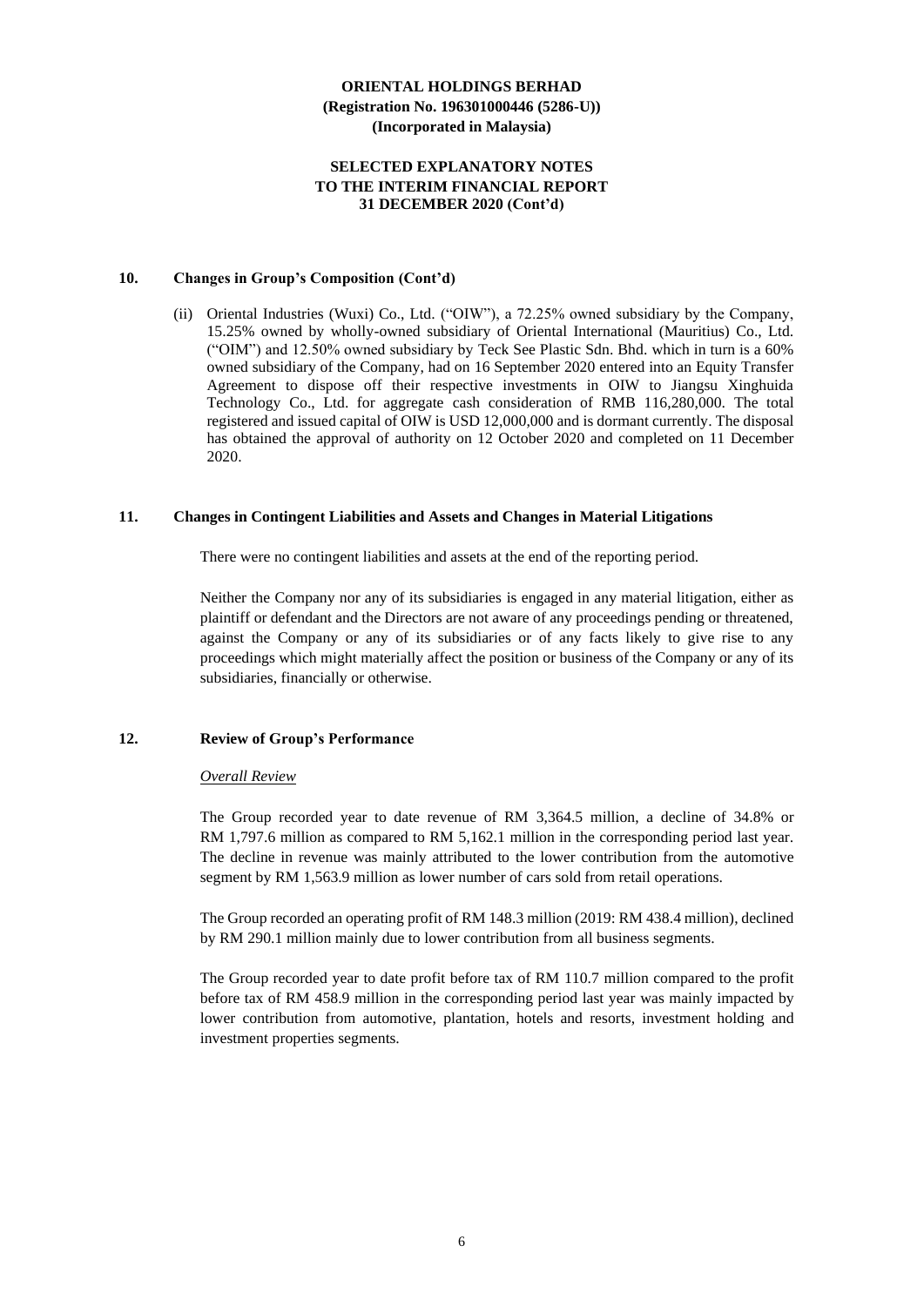## 10. Changes in Group's Composition (Cont'd)

(ii) Oriental Industries (Wuxi) Co., Ltd. ("OIW"), a 72.25% owned subsidiary by the Company, 15.25% owned by wholly-owned subsidiary of Oriental International (Mauritius) Co., Ltd. ("OIM") and 12.50% owned subsidiary by Teck See Plastic Sdn. Bhd. which in turn is a 60% owned subsidiary of the Company, had on 16 September 2020 entered into an Equity Transfer Agreement to dispose off their respective investments in OIW to Jiangsu Xinghuida Technology Co., Ltd. for aggregate cash consideration of RMB 116,280,000. The total registered and issued capital of OIW is USD 12,000,000 and is dormant currently. The disposal has obtained the approval of authority on 12 October 2020 and completed on 11 December 2020.

## 11. Changes in Contingent Liabilities and Assets and Changes in Material Litigations

There were no contingent liabilities and assets at the end of the reporting period.

Neither the Company nor any of its subsidiaries is engaged in any material litigation, either as plaintiff or defendant and the Directors are not aware of any proceedings pending or threatened, against the Company or any of its subsidiaries or of any facts likely to give rise to any proceedings which might materially affect the position or business of the Company or any of its subsidiaries, financially or otherwise.

## 12. Review of Group's Performance

*Overall Review*

The Group recorded year to date revenue of RM 3,364.5 million, a decline of 34.8% or RM 1,797.6 million as compared to RM 5,162.1 million in the corresponding period last year. The decline in revenue was mainly attributed to the lower contribution from the automotive segment by RM 1,563.9 million as lower number of cars sold from retail operations.

The Group recorded an operating profit of RM 148.3 million (2019: RM 438.4 million), declined by RM 290.1 million mainly due to lower contribution from all business segments.

The Group recorded year to date profit before tax of RM 110.7 million compared to the profit before tax of RM 458.9 million in the corresponding period last year was mainly impacted by lower contribution from automotive, plantation, hotels and resorts, investment holding and investment properties segments.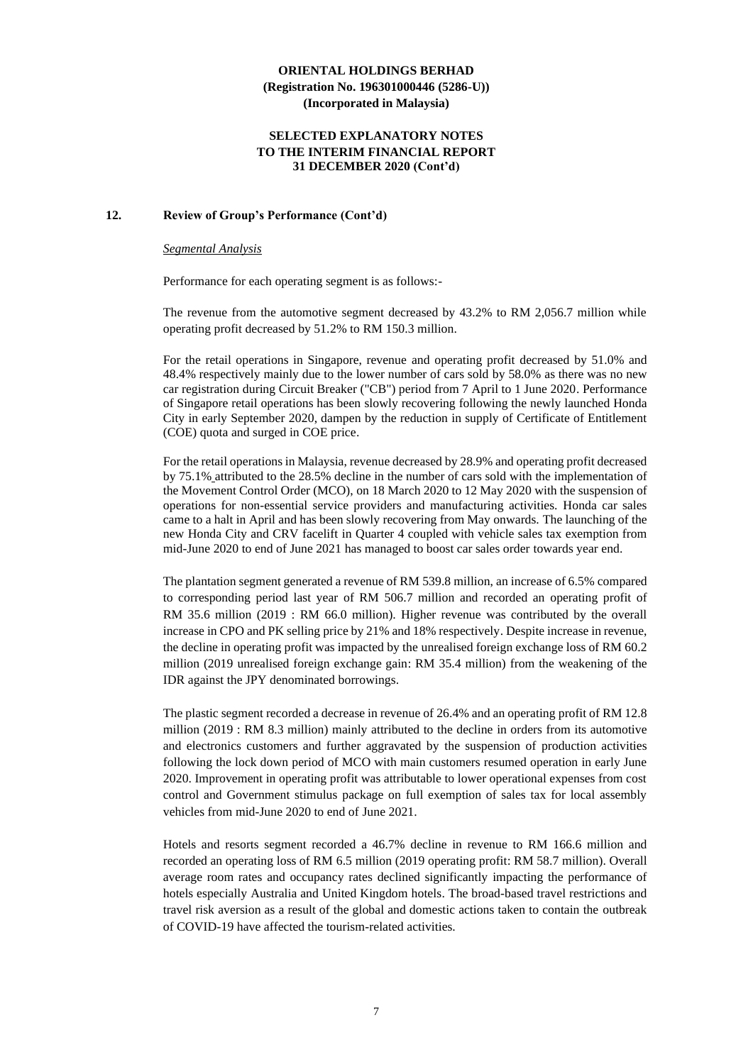## 12. Review of Group's Performance (Cont'd)

*Segmental Analysis*

Performance for each operating segment is as follows:-

The revenue from the automotive segment decreased by 43.2% to RM 2,056.7 million while operating profit decreased by 51.2% to RM 150.3 million.

For the retail operations in Singapore, revenue and operating profit decreased by 51.0% and 48.4% respectively mainly due to the lower number of cars sold by 58.0% as there was no new car registration during Circuit Breaker ("CB") period from 7 April to 1 June 2020. Performance of Singapore retail operations has been slowly recovering following the newly launched Honda City in early September 2020, dampen by the reduction in supply of Certificate of Entitlement (COE) quota and surged in COE price.

For the retail operations in Malaysia, revenue decreased by 28.9% and operating profit decreased by 75.1% attributed to the 28.5% decline in the number of cars sold with the implementation of the Movement Control Order (MCO), on 18 March 2020 to 12 May 2020 with the suspension of operations for non-essential service providers and manufacturing activities. Honda car sales came to a halt in April and has been slowly recovering from May onwards. The launching of the new Honda City and CRV facelift in Quarter 4 coupled with vehicle sales tax exemption from mid-June 2020 to end of June 2021 has managed to boost car sales order towards year end.

The plantation segment generated a revenue of RM 539.8 million, an increase of 6.5% compared to corresponding period last year of RM 506.7 million and recorded an operating profit of RM 35.6 million (2019 : RM 66.0 million). Higher revenue was contributed by the overall increase in CPO and PK selling price by 21% and 18% respectively. Despite increase in revenue, the decline in operating profit was impacted by the unrealised foreign exchange loss of RM 60.2 million (2019 unrealised foreign exchange gain: RM 35.4 million) from the weakening of the IDR against the JPY denominated borrowings.

The plastic segment recorded a decrease in revenue of 26.4% and an operating profit of RM 12.8 million (2019 : RM 8.3 million) mainly attributed to the decline in orders from its automotive and electronics customers and further aggravated by the suspension of production activities following the lock down period of MCO with main customers resumed operation in early June 2020. Improvement in operating profit was attributable to lower operational expenses from cost control and Government stimulus package on full exemption of sales tax for local assembly vehicles from mid-June 2020 to end of June 2021.

Hotels and resorts segment recorded a 46.7% decline in revenue to RM 166.6 million and recorded an operating loss of RM 6.5 million (2019 operating profit: RM 58.7 million). Overall average room rates and occupancy rates declined significantly impacting the performance of hotels especially Australia and United Kingdom hotels. The broad-based travel restrictions and travel risk aversion as a result of the global and domestic actions taken to contain the outbreak of COVID-19 have affected the tourism-related activities.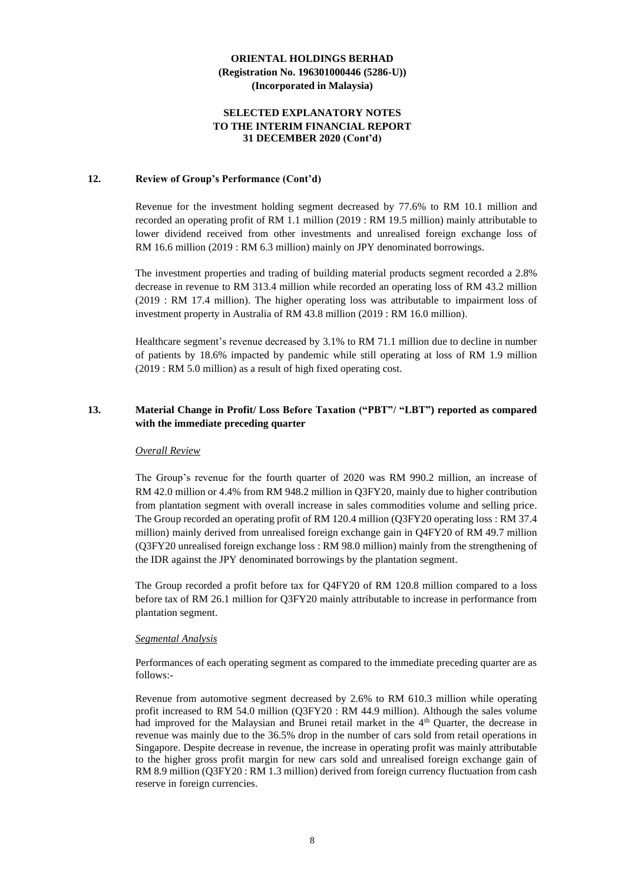**ORIENTAL HOLDINGS BERHAD**
**(Registration No. 196301000446 (5286-U))**
**(Incorporated in Malaysia)**

**SELECTED EXPLANATORY NOTES**
**TO THE INTERIM FINANCIAL REPORT**
**31 DECEMBER 2020 (Cont'd)**

## 12. Review of Group's Performance (Cont'd)

Revenue for the investment holding segment decreased by 77.6% to RM 10.1 million and recorded an operating profit of RM 1.1 million (2019 : RM 19.5 million) mainly attributable to lower dividend received from other investments and unrealised foreign exchange loss of RM 16.6 million (2019 : RM 6.3 million) mainly on JPY denominated borrowings.

The investment properties and trading of building material products segment recorded a 2.8% decrease in revenue to RM 313.4 million while recorded an operating loss of RM 43.2 million (2019 : RM 17.4 million). The higher operating loss was attributable to impairment loss of investment property in Australia of RM 43.8 million (2019 : RM 16.0 million).

Healthcare segment's revenue decreased by 3.1% to RM 71.1 million due to decline in number of patients by 18.6% impacted by pandemic while still operating at loss of RM 1.9 million (2019 : RM 5.0 million) as a result of high fixed operating cost.

## 13. Material Change in Profit/ Loss Before Taxation ("PBT"/ "LBT") reported as compared with the immediate preceding quarter

*Overall Review*

The Group's revenue for the fourth quarter of 2020 was RM 990.2 million, an increase of RM 42.0 million or 4.4% from RM 948.2 million in Q3FY20, mainly due to higher contribution from plantation segment with overall increase in sales commodities volume and selling price. The Group recorded an operating profit of RM 120.4 million (Q3FY20 operating loss : RM 37.4 million) mainly derived from unrealised foreign exchange gain in Q4FY20 of RM 49.7 million (Q3FY20 unrealised foreign exchange loss : RM 98.0 million) mainly from the strengthening of the IDR against the JPY denominated borrowings by the plantation segment.

The Group recorded a profit before tax for Q4FY20 of RM 120.8 million compared to a loss before tax of RM 26.1 million for Q3FY20 mainly attributable to increase in performance from plantation segment.

*Segmental Analysis*

Performances of each operating segment as compared to the immediate preceding quarter are as follows:-

Revenue from automotive segment decreased by 2.6% to RM 610.3 million while operating profit increased to RM 54.0 million (Q3FY20 : RM 44.9 million). Although the sales volume had improved for the Malaysian and Brunei retail market in the 4th Quarter, the decrease in revenue was mainly due to the 36.5% drop in the number of cars sold from retail operations in Singapore. Despite decrease in revenue, the increase in operating profit was mainly attributable to the higher gross profit margin for new cars sold and unrealised foreign exchange gain of RM 8.9 million (Q3FY20 : RM 1.3 million) derived from foreign currency fluctuation from cash reserve in foreign currencies.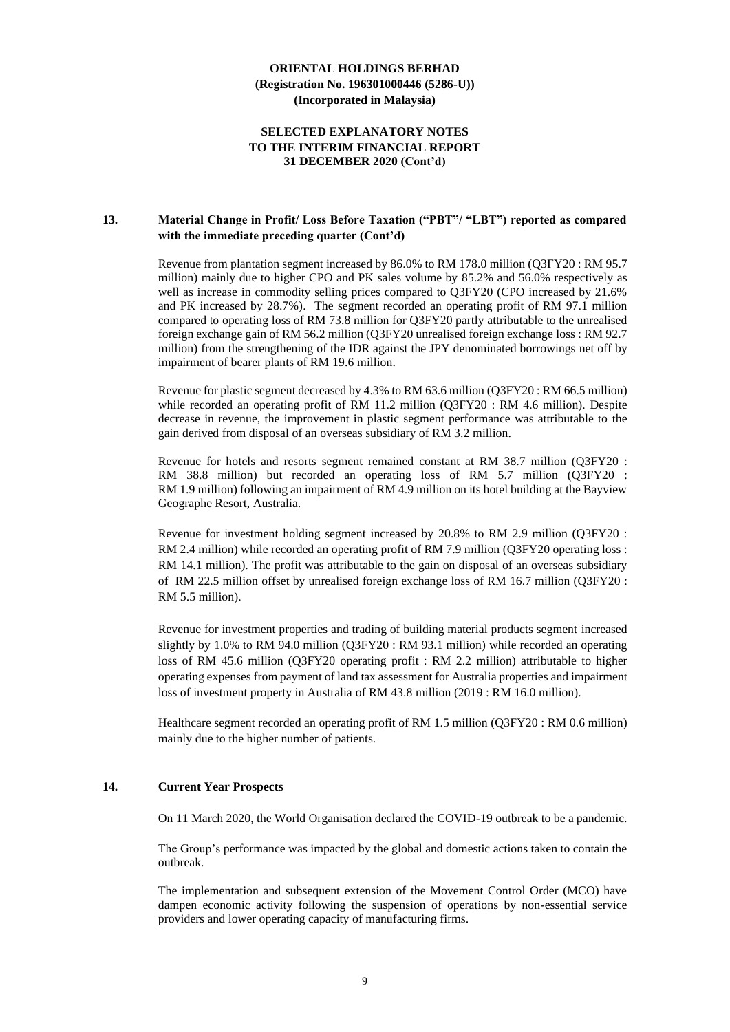## 13. Material Change in Profit/ Loss Before Taxation ("PBT"/ "LBT") reported as compared with the immediate preceding quarter (Cont'd)

Revenue from plantation segment increased by 86.0% to RM 178.0 million (Q3FY20 : RM 95.7 million) mainly due to higher CPO and PK sales volume by 85.2% and 56.0% respectively as well as increase in commodity selling prices compared to Q3FY20 (CPO increased by 21.6% and PK increased by 28.7%). The segment recorded an operating profit of RM 97.1 million compared to operating loss of RM 73.8 million for Q3FY20 partly attributable to the unrealised foreign exchange gain of RM 56.2 million (Q3FY20 unrealised foreign exchange loss : RM 92.7 million) from the strengthening of the IDR against the JPY denominated borrowings net off by impairment of bearer plants of RM 19.6 million.

Revenue for plastic segment decreased by 4.3% to RM 63.6 million (Q3FY20 : RM 66.5 million) while recorded an operating profit of RM 11.2 million (Q3FY20 : RM 4.6 million). Despite decrease in revenue, the improvement in plastic segment performance was attributable to the gain derived from disposal of an overseas subsidiary of RM 3.2 million.

Revenue for hotels and resorts segment remained constant at RM 38.7 million (Q3FY20 : RM 38.8 million) but recorded an operating loss of RM 5.7 million (Q3FY20 : RM 1.9 million) following an impairment of RM 4.9 million on its hotel building at the Bayview Geographe Resort, Australia.

Revenue for investment holding segment increased by 20.8% to RM 2.9 million (Q3FY20 : RM 2.4 million) while recorded an operating profit of RM 7.9 million (Q3FY20 operating loss : RM 14.1 million). The profit was attributable to the gain on disposal of an overseas subsidiary of RM 22.5 million offset by unrealised foreign exchange loss of RM 16.7 million (Q3FY20 : RM 5.5 million).

Revenue for investment properties and trading of building material products segment increased slightly by 1.0% to RM 94.0 million (Q3FY20 : RM 93.1 million) while recorded an operating loss of RM 45.6 million (Q3FY20 operating profit : RM 2.2 million) attributable to higher operating expenses from payment of land tax assessment for Australia properties and impairment loss of investment property in Australia of RM 43.8 million (2019 : RM 16.0 million).

Healthcare segment recorded an operating profit of RM 1.5 million (Q3FY20 : RM 0.6 million) mainly due to the higher number of patients.

## 14. Current Year Prospects

On 11 March 2020, the World Organisation declared the COVID-19 outbreak to be a pandemic.

The Group's performance was impacted by the global and domestic actions taken to contain the outbreak.

The implementation and subsequent extension of the Movement Control Order (MCO) have dampen economic activity following the suspension of operations by non-essential service providers and lower operating capacity of manufacturing firms.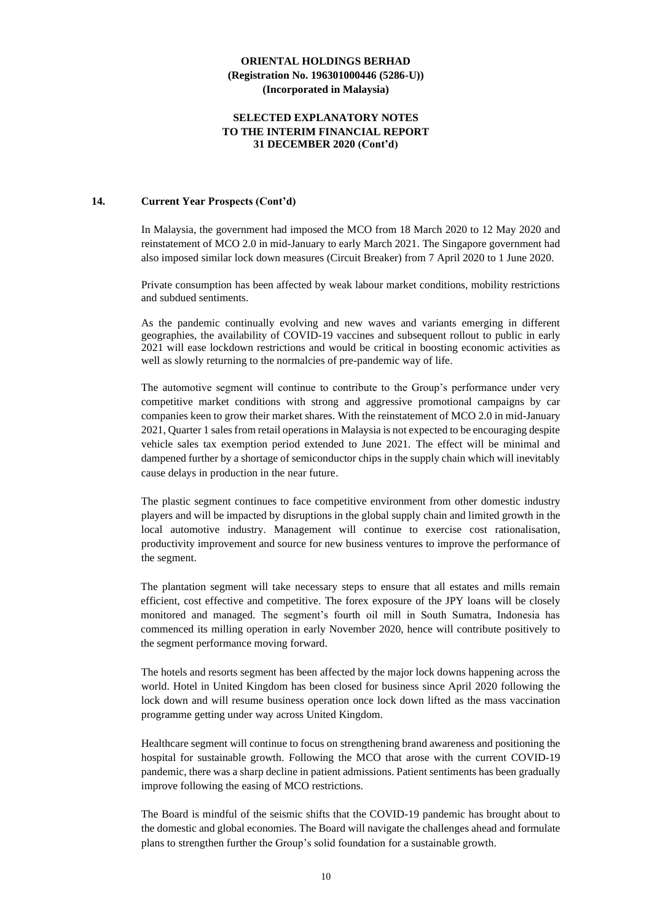### 14. Current Year Prospects (Cont'd)

In Malaysia, the government had imposed the MCO from 18 March 2020 to 12 May 2020 and reinstatement of MCO 2.0 in mid-January to early March 2021. The Singapore government had also imposed similar lock down measures (Circuit Breaker) from 7 April 2020 to 1 June 2020.

Private consumption has been affected by weak labour market conditions, mobility restrictions and subdued sentiments.

As the pandemic continually evolving and new waves and variants emerging in different geographies, the availability of COVID-19 vaccines and subsequent rollout to public in early 2021 will ease lockdown restrictions and would be critical in boosting economic activities as well as slowly returning to the normalcies of pre-pandemic way of life.

The automotive segment will continue to contribute to the Group's performance under very competitive market conditions with strong and aggressive promotional campaigns by car companies keen to grow their market shares. With the reinstatement of MCO 2.0 in mid-January 2021, Quarter 1 sales from retail operations in Malaysia is not expected to be encouraging despite vehicle sales tax exemption period extended to June 2021. The effect will be minimal and dampened further by a shortage of semiconductor chips in the supply chain which will inevitably cause delays in production in the near future.

The plastic segment continues to face competitive environment from other domestic industry players and will be impacted by disruptions in the global supply chain and limited growth in the local automotive industry. Management will continue to exercise cost rationalisation, productivity improvement and source for new business ventures to improve the performance of the segment.

The plantation segment will take necessary steps to ensure that all estates and mills remain efficient, cost effective and competitive. The forex exposure of the JPY loans will be closely monitored and managed. The segment's fourth oil mill in South Sumatra, Indonesia has commenced its milling operation in early November 2020, hence will contribute positively to the segment performance moving forward.

The hotels and resorts segment has been affected by the major lock downs happening across the world. Hotel in United Kingdom has been closed for business since April 2020 following the lock down and will resume business operation once lock down lifted as the mass vaccination programme getting under way across United Kingdom.

Healthcare segment will continue to focus on strengthening brand awareness and positioning the hospital for sustainable growth. Following the MCO that arose with the current COVID-19 pandemic, there was a sharp decline in patient admissions. Patient sentiments has been gradually improve following the easing of MCO restrictions.

The Board is mindful of the seismic shifts that the COVID-19 pandemic has brought about to the domestic and global economies. The Board will navigate the challenges ahead and formulate plans to strengthen further the Group's solid foundation for a sustainable growth.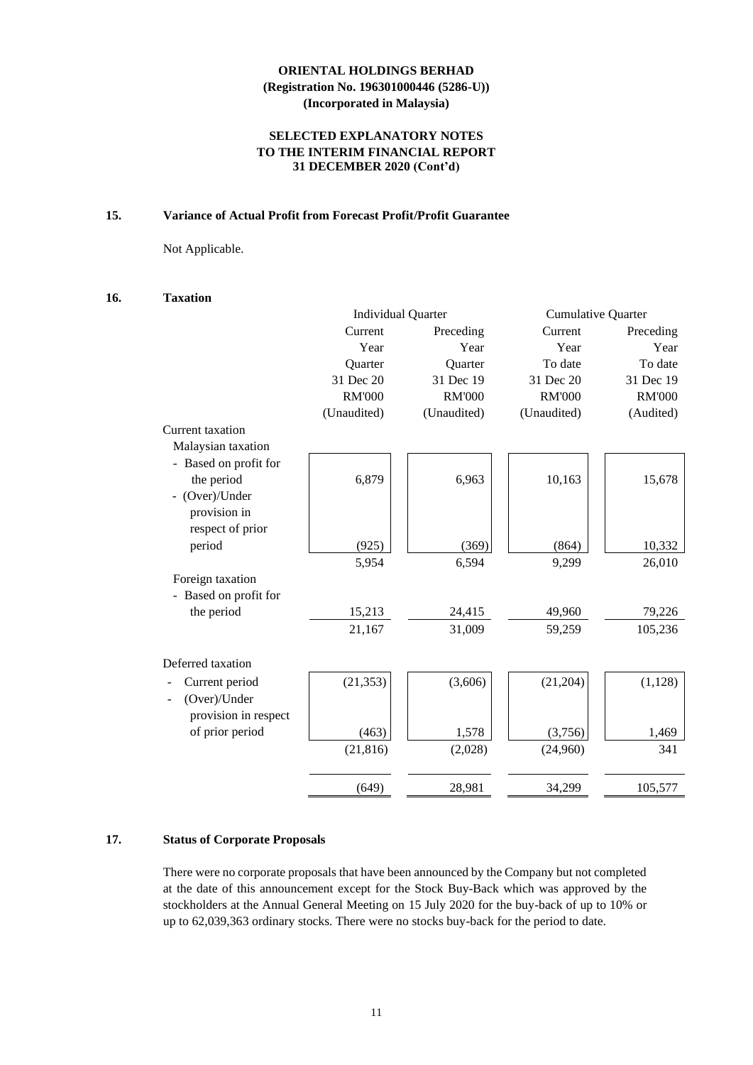**ORIENTAL HOLDINGS BERHAD**
**(Registration No. 196301000446 (5286-U))**
**(Incorporated in Malaysia)**

**SELECTED EXPLANATORY NOTES**
**TO THE INTERIM FINANCIAL REPORT**
**31 DECEMBER 2020 (Cont'd)**

## 15. Variance of Actual Profit from Forecast Profit/Profit Guarantee

Not Applicable.

## 16. Taxation

| | Individual Quarter | | Cumulative Quarter | |
|---|---|---|---|---|
| | Current Year Quarter 31 Dec 20 RM'000 (Unaudited) | Preceding Year Quarter 31 Dec 19 RM'000 (Unaudited) | Current Year To date 31 Dec 20 RM'000 (Unaudited) | Preceding Year To date 31 Dec 19 RM'000 (Audited) |
| Current taxation | | | | |
| Malaysian taxation | | | | |
| - Based on profit for the period | 6,879 | 6,963 | 10,163 | 15,678 |
| - (Over)/Under provision in respect of prior period | (925) | (369) | (864) | 10,332 |
| | 5,954 | 6,594 | 9,299 | 26,010 |
| Foreign taxation | | | | |
| - Based on profit for the period | 15,213 | 24,415 | 49,960 | 79,226 |
| | 21,167 | 31,009 | 59,259 | 105,236 |
| Deferred taxation | | | | |
| - Current period | (21,353) | (3,606) | (21,204) | (1,128) |
| - (Over)/Under provision in respect of prior period | (463) | 1,578 | (3,756) | 1,469 |
| | (21,816) | (2,028) | (24,960) | 341 |
| | (649) | 28,981 | 34,299 | 105,577 |

## 17. Status of Corporate Proposals

There were no corporate proposals that have been announced by the Company but not completed at the date of this announcement except for the Stock Buy-Back which was approved by the stockholders at the Annual General Meeting on 15 July 2020 for the buy-back of up to 10% or up to 62,039,363 ordinary stocks. There were no stocks buy-back for the period to date.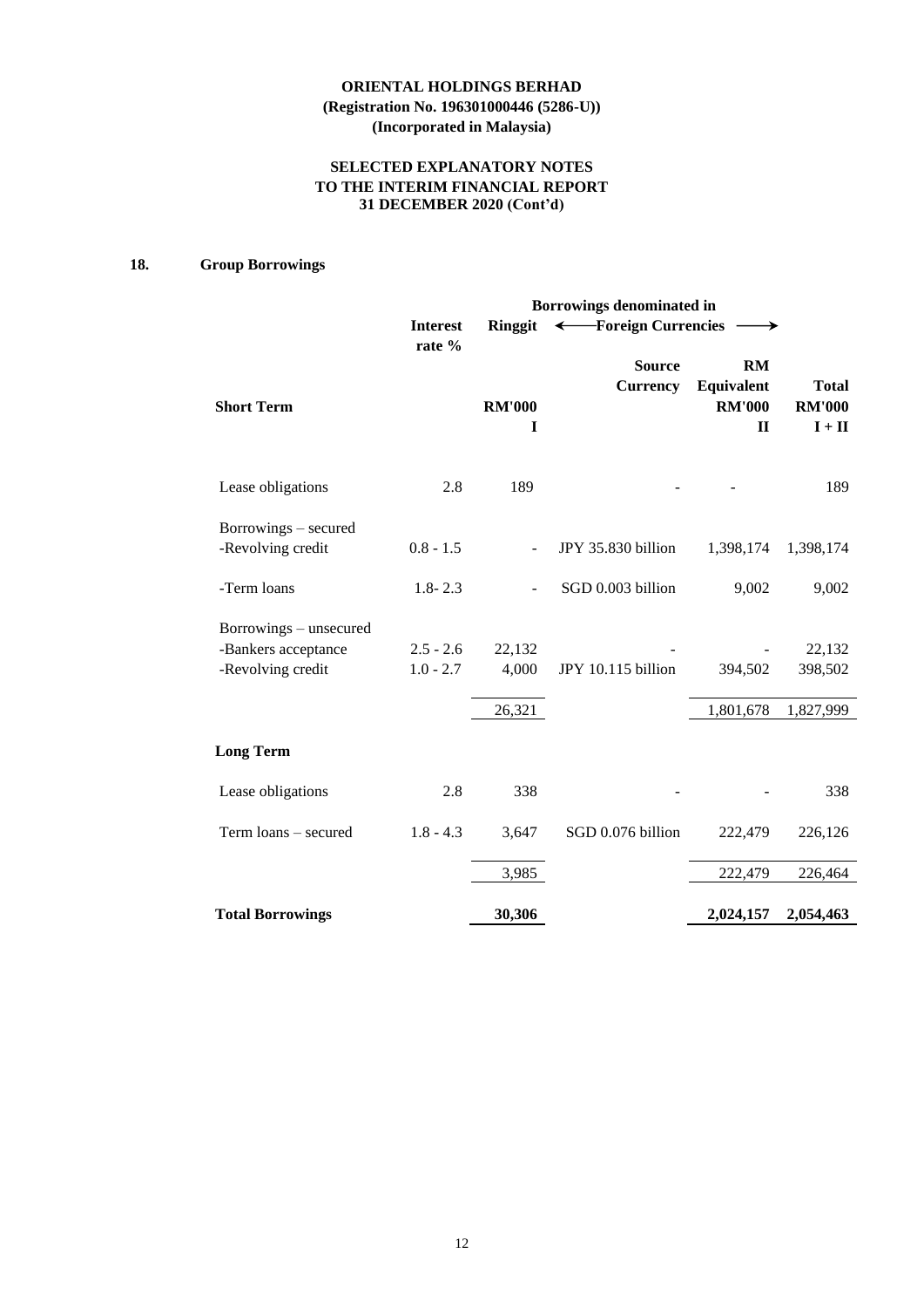**ORIENTAL HOLDINGS BERHAD**
**(Registration No. 196301000446 (5286-U))**
**(Incorporated in Malaysia)**

**SELECTED EXPLANATORY NOTES**
**TO THE INTERIM FINANCIAL REPORT**
**31 DECEMBER 2020 (Cont'd)**

## 18. Group Borrowings

| | | Borrowings denominated in | | | |
|---|---|---|---|---|---|
| | Interest rate % | Ringgit | ← Foreign Currencies → | | |
| | | | Source Currency | RM Equivalent | Total |
| **Short Term** | | RM'000 | | RM'000 | RM'000 |
| | | I | | II | I + II |
| Lease obligations | 2.8 | 189 | - | - | 189 |
| Borrowings – secured | | | | | |
| -Revolving credit | 0.8 - 1.5 | - | JPY 35.830 billion | 1,398,174 | 1,398,174 |
| -Term loans | 1.8- 2.3 | - | SGD 0.003 billion | 9,002 | 9,002 |
| Borrowings – unsecured | | | | | |
| -Bankers acceptance | 2.5 - 2.6 | 22,132 | - | - | 22,132 |
| -Revolving credit | 1.0 - 2.7 | 4,000 | JPY 10.115 billion | 394,502 | 398,502 |
| | | 26,321 | | 1,801,678 | 1,827,999 |
| **Long Term** | | | | | |
| Lease obligations | 2.8 | 338 | - | - | 338 |
| Term loans – secured | 1.8 - 4.3 | 3,647 | SGD 0.076 billion | 222,479 | 226,126 |
| | | 3,985 | | 222,479 | 226,464 |
| **Total Borrowings** | | **30,306** | | **2,024,157** | **2,054,463** |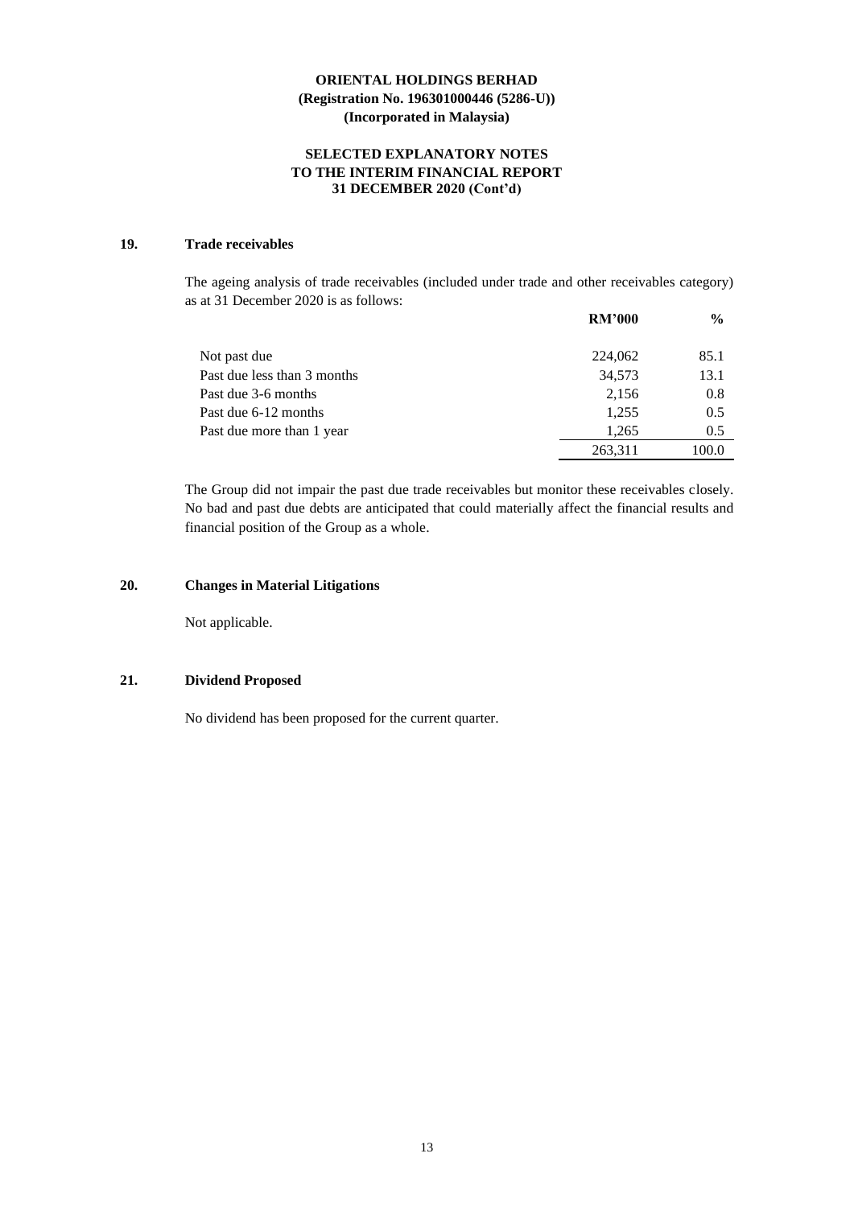**ORIENTAL HOLDINGS BERHAD**
**(Registration No. 196301000446 (5286-U))**
**(Incorporated in Malaysia)**

**SELECTED EXPLANATORY NOTES**
**TO THE INTERIM FINANCIAL REPORT**
**31 DECEMBER 2020 (Cont'd)**

## 19. Trade receivables

The ageing analysis of trade receivables (included under trade and other receivables category) as at 31 December 2020 is as follows:

| | RM'000 | % |
|---|---|---|
| Not past due | 224,062 | 85.1 |
| Past due less than 3 months | 34,573 | 13.1 |
| Past due 3-6 months | 2,156 | 0.8 |
| Past due 6-12 months | 1,255 | 0.5 |
| Past due more than 1 year | 1,265 | 0.5 |
| | 263,311 | 100.0 |

The Group did not impair the past due trade receivables but monitor these receivables closely. No bad and past due debts are anticipated that could materially affect the financial results and financial position of the Group as a whole.

## 20. Changes in Material Litigations

Not applicable.

## 21. Dividend Proposed

No dividend has been proposed for the current quarter.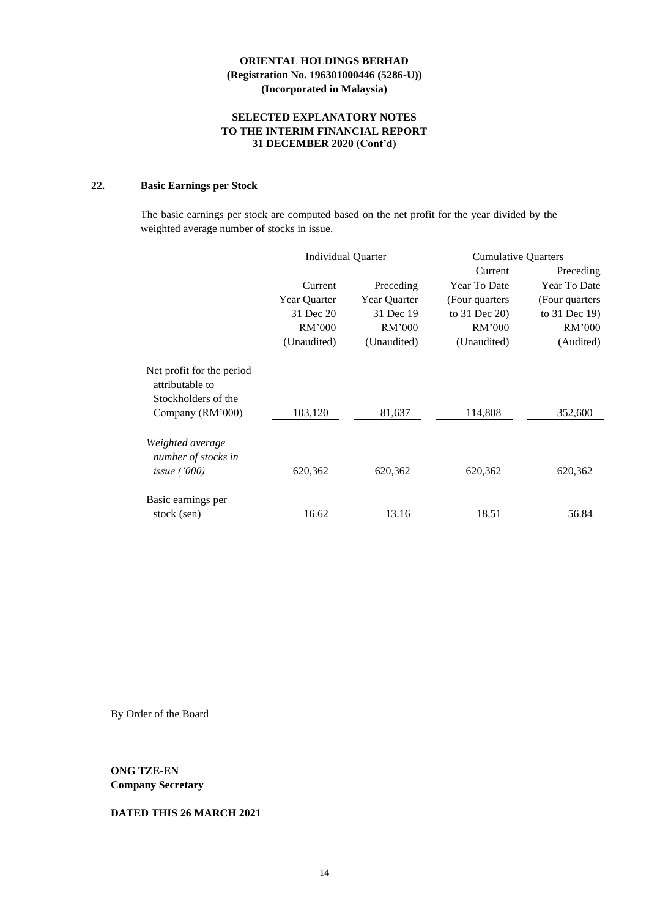**ORIENTAL HOLDINGS BERHAD**
**(Registration No. 196301000446 (5286-U))**
**(Incorporated in Malaysia)**

**SELECTED EXPLANATORY NOTES**
**TO THE INTERIM FINANCIAL REPORT**
**31 DECEMBER 2020 (Cont'd)**

## 22. Basic Earnings per Stock

The basic earnings per stock are computed based on the net profit for the year divided by the weighted average number of stocks in issue.

| | Individual Quarter | | Cumulative Quarters | |
|---|---|---|---|---|
| | Current Year Quarter 31 Dec 20 RM'000 (Unaudited) | Preceding Year Quarter 31 Dec 19 RM'000 (Unaudited) | Current Year To Date (Four quarters to 31 Dec 20) RM'000 (Unaudited) | Preceding Year To Date (Four quarters to 31 Dec 19) RM'000 (Audited) |
| Net profit for the period attributable to Stockholders of the Company (RM'000) | 103,120 | 81,637 | 114,808 | 352,600 |
| *Weighted average number of stocks in issue ('000)* | 620,362 | 620,362 | 620,362 | 620,362 |
| Basic earnings per stock (sen) | 16.62 | 13.16 | 18.51 | 56.84 |

By Order of the Board

**ONG TZE-EN**
**Company Secretary**

**DATED THIS 26 MARCH 2021**